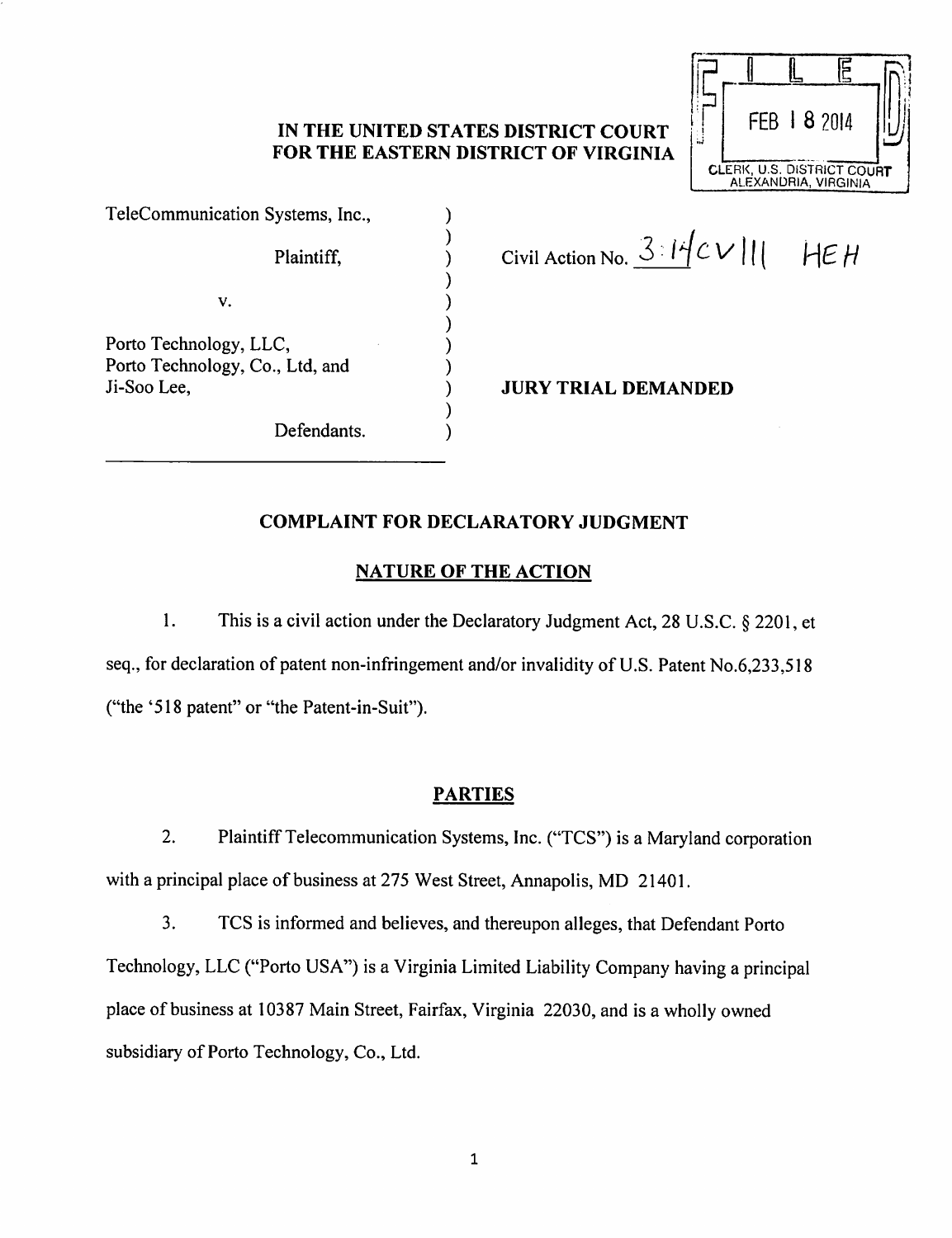# IN THE UNITED STATES DISTRICT COURT FOR THE EASTERN DISTRICT OF VIRGINIA

FILED
FEB 18 2014
CLERK, U.S. DISTRICT COURT
ALEXANDRIA, VIRGINIA

TeleCommunication Systems, Inc.,

Plaintiff,

v.

Porto Technology, LLC,
Porto Technology, Co., Ltd, and
Ji-Soo Lee,

Defendants.

Civil Action No. 3:14cv111 HEH

**JURY TRIAL DEMANDED**

## COMPLAINT FOR DECLARATORY JUDGMENT

### NATURE OF THE ACTION

1. This is a civil action under the Declaratory Judgment Act, 28 U.S.C. § 2201, et seq., for declaration of patent non-infringement and/or invalidity of U.S. Patent No.6,233,518 ("the '518 patent" or "the Patent-in-Suit").

### PARTIES

2. Plaintiff Telecommunication Systems, Inc. ("TCS") is a Maryland corporation with a principal place of business at 275 West Street, Annapolis, MD 21401.

3. TCS is informed and believes, and thereupon alleges, that Defendant Porto Technology, LLC ("Porto USA") is a Virginia Limited Liability Company having a principal place of business at 10387 Main Street, Fairfax, Virginia 22030, and is a wholly owned subsidiary of Porto Technology, Co., Ltd.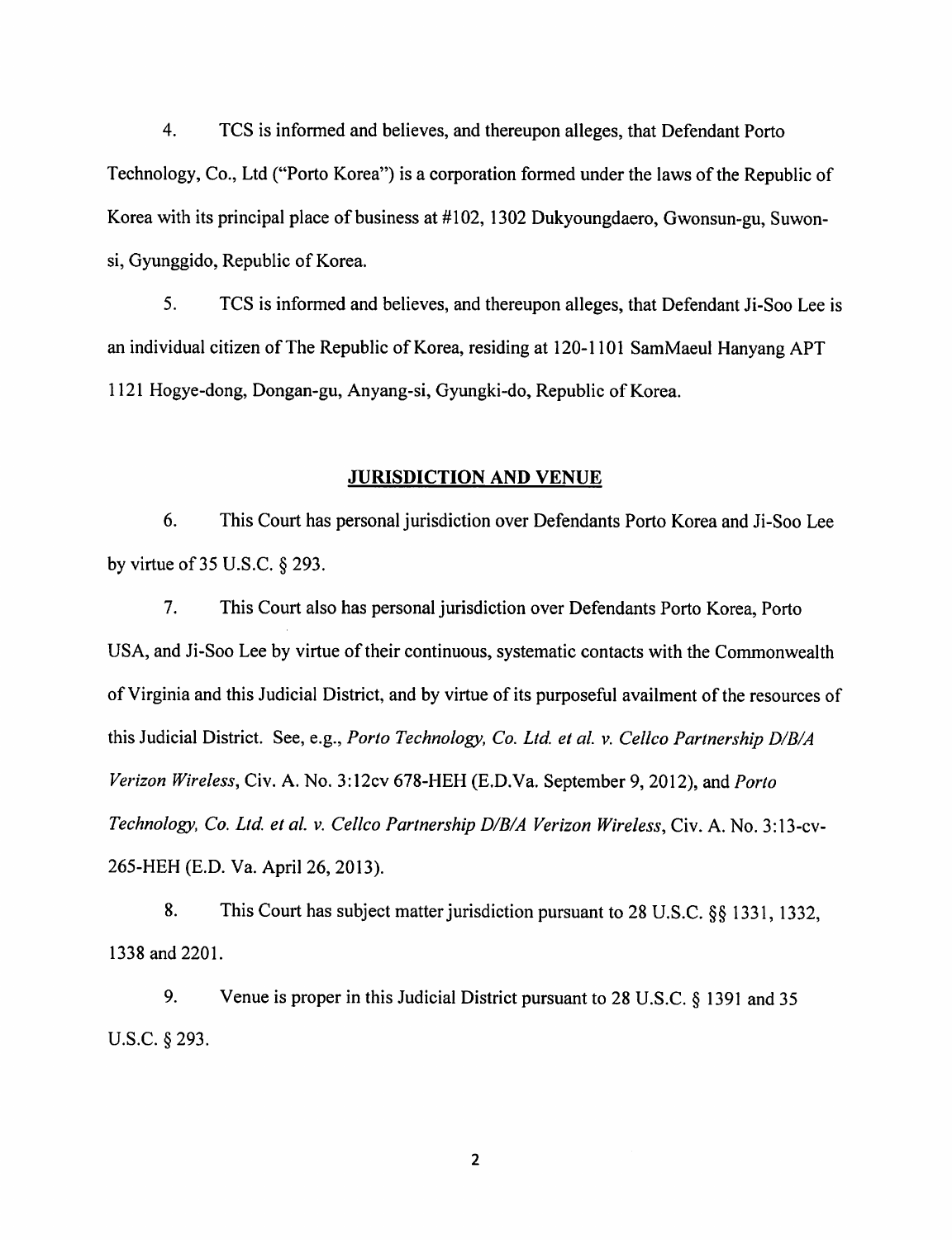4. TCS is informed and believes, and thereupon alleges, that Defendant Porto Technology, Co., Ltd ("Porto Korea") is a corporation formed under the laws of the Republic of Korea with its principal place of business at #102, 1302 Dukyoungdaero, Gwonsun-gu, Suwon-si, Gyunggido, Republic of Korea.

5. TCS is informed and believes, and thereupon alleges, that Defendant Ji-Soo Lee is an individual citizen of The Republic of Korea, residing at 120-1101 SamMaeul Hanyang APT 1121 Hogye-dong, Dongan-gu, Anyang-si, Gyungki-do, Republic of Korea.

## JURISDICTION AND VENUE

6. This Court has personal jurisdiction over Defendants Porto Korea and Ji-Soo Lee by virtue of 35 U.S.C. § 293.

7. This Court also has personal jurisdiction over Defendants Porto Korea, Porto USA, and Ji-Soo Lee by virtue of their continuous, systematic contacts with the Commonwealth of Virginia and this Judicial District, and by virtue of its purposeful availment of the resources of this Judicial District. See, e.g., *Porto Technology, Co. Ltd. et al. v. Cellco Partnership D/B/A Verizon Wireless*, Civ. A. No. 3:12cv 678-HEH (E.D.Va. September 9, 2012), and *Porto Technology, Co. Ltd. et al. v. Cellco Partnership D/B/A Verizon Wireless*, Civ. A. No. 3:13-cv-265-HEH (E.D. Va. April 26, 2013).

8. This Court has subject matter jurisdiction pursuant to 28 U.S.C. §§ 1331, 1332, 1338 and 2201.

9. Venue is proper in this Judicial District pursuant to 28 U.S.C. § 1391 and 35 U.S.C. § 293.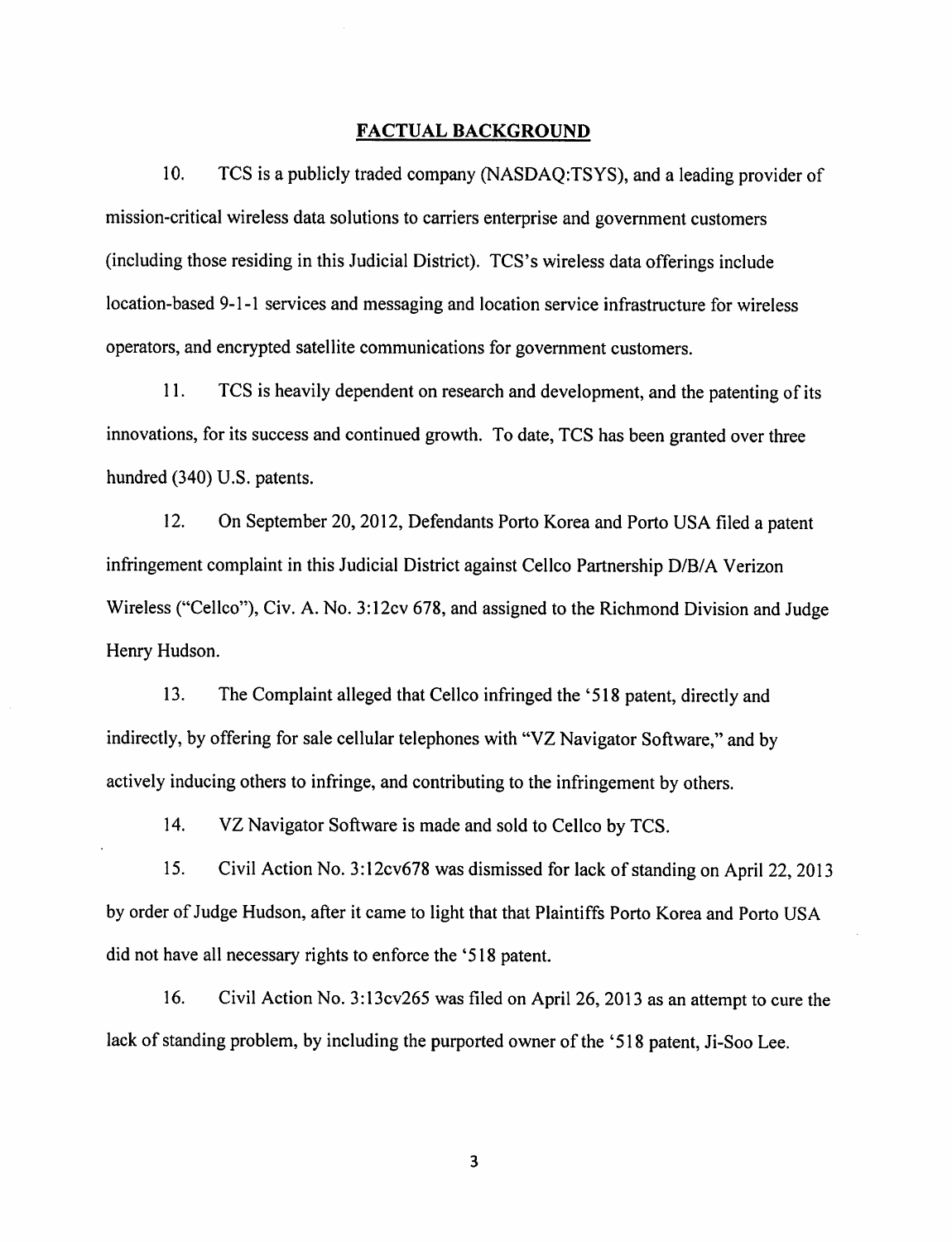## FACTUAL BACKGROUND

10. TCS is a publicly traded company (NASDAQ:TSYS), and a leading provider of mission-critical wireless data solutions to carriers enterprise and government customers (including those residing in this Judicial District). TCS's wireless data offerings include location-based 9-1-1 services and messaging and location service infrastructure for wireless operators, and encrypted satellite communications for government customers.

11. TCS is heavily dependent on research and development, and the patenting of its innovations, for its success and continued growth. To date, TCS has been granted over three hundred (340) U.S. patents.

12. On September 20, 2012, Defendants Porto Korea and Porto USA filed a patent infringement complaint in this Judicial District against Cellco Partnership D/B/A Verizon Wireless ("Cellco"), Civ. A. No. 3:12cv 678, and assigned to the Richmond Division and Judge Henry Hudson.

13. The Complaint alleged that Cellco infringed the '518 patent, directly and indirectly, by offering for sale cellular telephones with "VZ Navigator Software," and by actively inducing others to infringe, and contributing to the infringement by others.

14. VZ Navigator Software is made and sold to Cellco by TCS.

15. Civil Action No. 3:12cv678 was dismissed for lack of standing on April 22, 2013 by order of Judge Hudson, after it came to light that that Plaintiffs Porto Korea and Porto USA did not have all necessary rights to enforce the '518 patent.

16. Civil Action No. 3:13cv265 was filed on April 26, 2013 as an attempt to cure the lack of standing problem, by including the purported owner of the '518 patent, Ji-Soo Lee.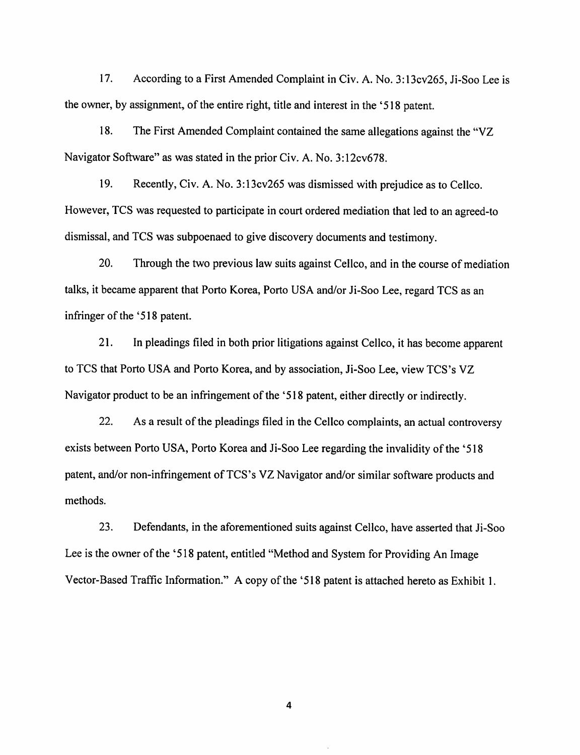17. According to a First Amended Complaint in Civ. A. No. 3:13cv265, Ji-Soo Lee is the owner, by assignment, of the entire right, title and interest in the '518 patent.

18. The First Amended Complaint contained the same allegations against the "VZ Navigator Software" as was stated in the prior Civ. A. No. 3:12cv678.

19. Recently, Civ. A. No. 3:13cv265 was dismissed with prejudice as to Cellco. However, TCS was requested to participate in court ordered mediation that led to an agreed-to dismissal, and TCS was subpoenaed to give discovery documents and testimony.

20. Through the two previous law suits against Cellco, and in the course of mediation talks, it became apparent that Porto Korea, Porto USA and/or Ji-Soo Lee, regard TCS as an infringer of the '518 patent.

21. In pleadings filed in both prior litigations against Cellco, it has become apparent to TCS that Porto USA and Porto Korea, and by association, Ji-Soo Lee, view TCS's VZ Navigator product to be an infringement of the '518 patent, either directly or indirectly.

22. As a result of the pleadings filed in the Cellco complaints, an actual controversy exists between Porto USA, Porto Korea and Ji-Soo Lee regarding the invalidity of the '518 patent, and/or non-infringement of TCS's VZ Navigator and/or similar software products and methods.

23. Defendants, in the aforementioned suits against Cellco, have asserted that Ji-Soo Lee is the owner of the '518 patent, entitled "Method and System for Providing An Image Vector-Based Traffic Information." A copy of the '518 patent is attached hereto as Exhibit 1.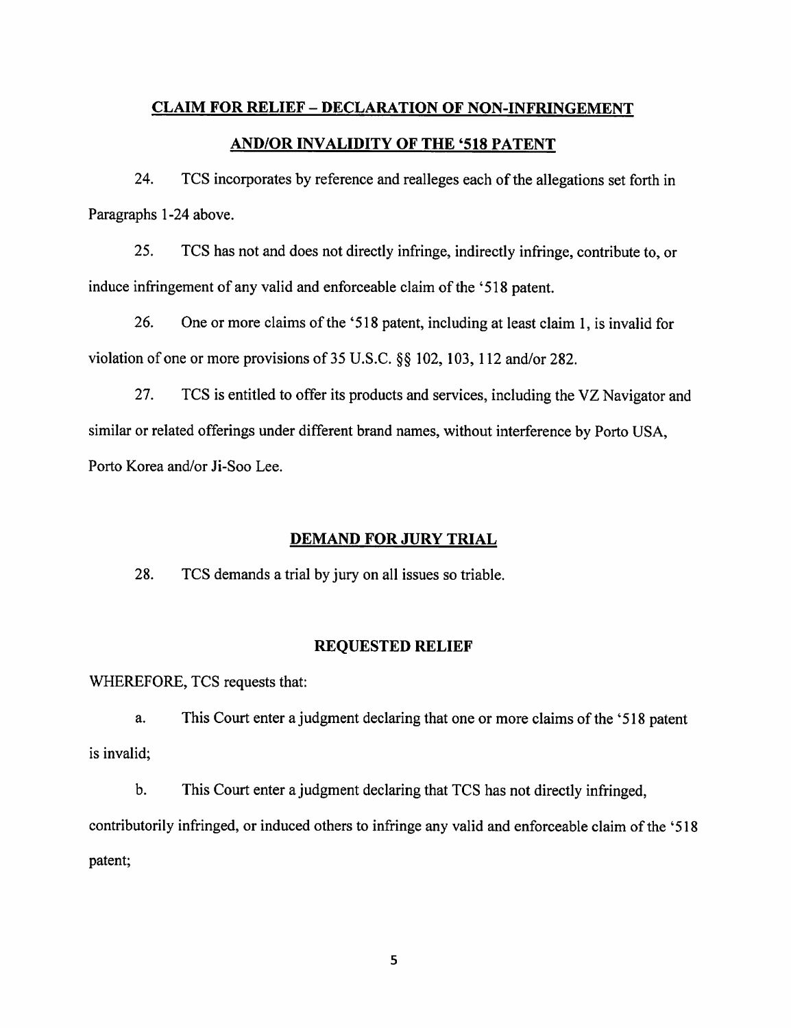## CLAIM FOR RELIEF – DECLARATION OF NON-INFRINGEMENT AND/OR INVALIDITY OF THE '518 PATENT

24. TCS incorporates by reference and realleges each of the allegations set forth in Paragraphs 1-24 above.

25. TCS has not and does not directly infringe, indirectly infringe, contribute to, or induce infringement of any valid and enforceable claim of the '518 patent.

26. One or more claims of the '518 patent, including at least claim 1, is invalid for violation of one or more provisions of 35 U.S.C. §§ 102, 103, 112 and/or 282.

27. TCS is entitled to offer its products and services, including the VZ Navigator and similar or related offerings under different brand names, without interference by Porto USA, Porto Korea and/or Ji-Soo Lee.

## DEMAND FOR JURY TRIAL

28. TCS demands a trial by jury on all issues so triable.

## REQUESTED RELIEF

WHEREFORE, TCS requests that:

a. This Court enter a judgment declaring that one or more claims of the '518 patent is invalid;

b. This Court enter a judgment declaring that TCS has not directly infringed, contributorily infringed, or induced others to infringe any valid and enforceable claim of the '518 patent;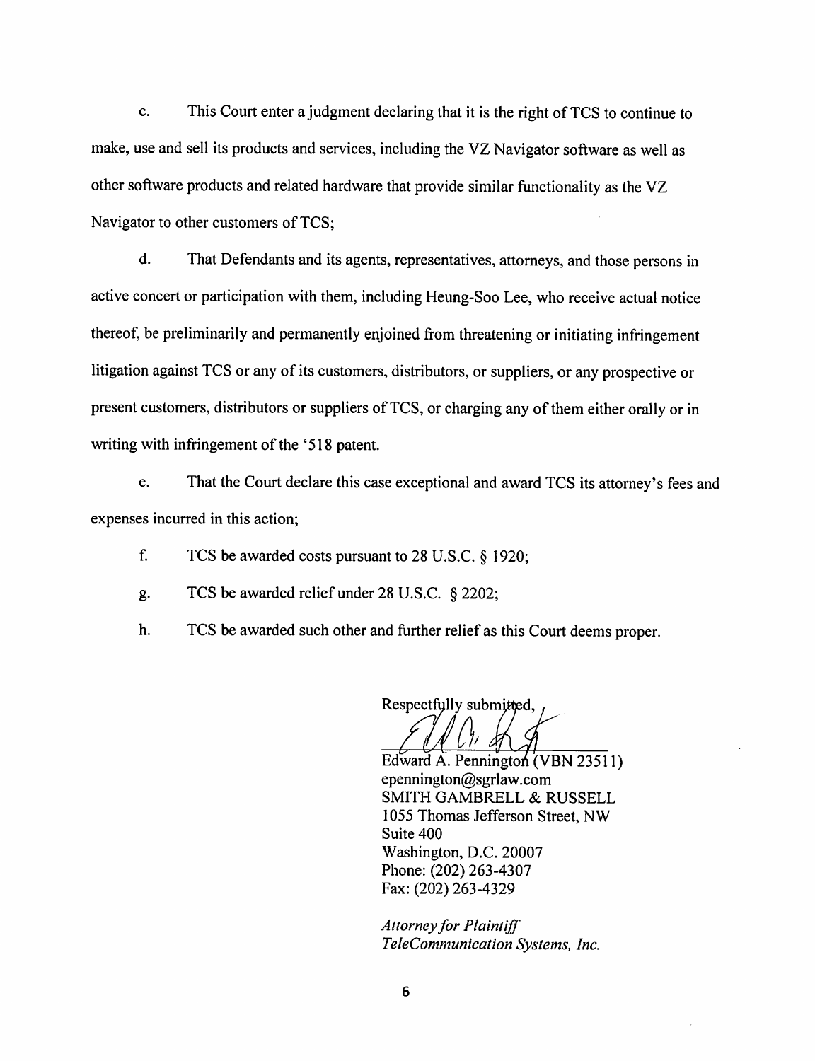c. This Court enter a judgment declaring that it is the right of TCS to continue to make, use and sell its products and services, including the VZ Navigator software as well as other software products and related hardware that provide similar functionality as the VZ Navigator to other customers of TCS;

d. That Defendants and its agents, representatives, attorneys, and those persons in active concert or participation with them, including Heung-Soo Lee, who receive actual notice thereof, be preliminarily and permanently enjoined from threatening or initiating infringement litigation against TCS or any of its customers, distributors, or suppliers, or any prospective or present customers, distributors or suppliers of TCS, or charging any of them either orally or in writing with infringement of the '518 patent.

e. That the Court declare this case exceptional and award TCS its attorney's fees and expenses incurred in this action;

f. TCS be awarded costs pursuant to 28 U.S.C. § 1920;

g. TCS be awarded relief under 28 U.S.C. § 2202;

h. TCS be awarded such other and further relief as this Court deems proper.

Respectfully submitted,

Edward A. Pennington (VBN 23511)
epennington@sgrlaw.com
SMITH GAMBRELL & RUSSELL
1055 Thomas Jefferson Street, NW
Suite 400
Washington, D.C. 20007
Phone: (202) 263-4307
Fax: (202) 263-4329

*Attorney for Plaintiff*
*TeleCommunication Systems, Inc.*